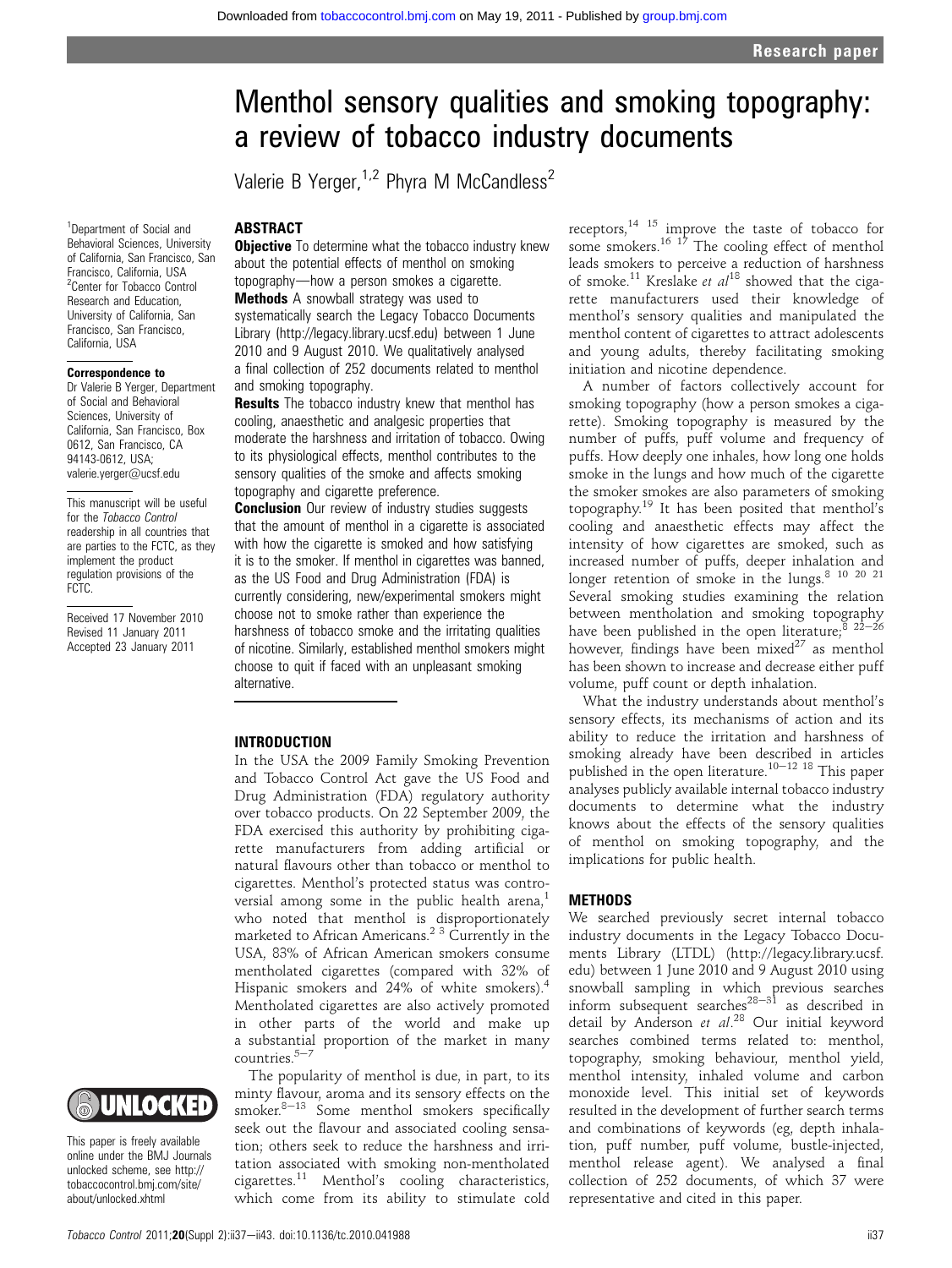# Menthol sensory qualities and smoking topography: a review of tobacco industry documents

Valerie B Yerger,[1,2] Phyra M McCandless[2]

[1]Department of Social and Behavioral Sciences, University of California, San Francisco, San Francisco, California, USA
[2]Center for Tobacco Control Research and Education, University of California, San Francisco, San Francisco, California, USA

**Correspondence to**
Dr Valerie B Yerger, Department of Social and Behavioral Sciences, University of California, San Francisco, Box 0612, San Francisco, CA 94143-0612, USA; valerie.yerger@ucsf.edu

This manuscript will be useful for the *Tobacco Control* readership in all countries that are parties to the FCTC, as they implement the product regulation provisions of the FCTC.

Received 17 November 2010
Revised 11 January 2011
Accepted 23 January 2011

## ABSTRACT

**Objective** To determine what the tobacco industry knew about the potential effects of menthol on smoking topography—how a person smokes a cigarette.

**Methods** A snowball strategy was used to systematically search the Legacy Tobacco Documents Library (http://legacy.library.ucsf.edu) between 1 June 2010 and 9 August 2010. We qualitatively analysed a final collection of 252 documents related to menthol and smoking topography.

**Results** The tobacco industry knew that menthol has cooling, anaesthetic and analgesic properties that moderate the harshness and irritation of tobacco. Owing to its physiological effects, menthol contributes to the sensory qualities of the smoke and affects smoking topography and cigarette preference.

**Conclusion** Our review of industry studies suggests that the amount of menthol in a cigarette is associated with how the cigarette is smoked and how satisfying it is to the smoker. If menthol in cigarettes was banned, as the US Food and Drug Administration (FDA) is currently considering, new/experimental smokers might choose not to smoke rather than experience the harshness of tobacco smoke and the irritating qualities of nicotine. Similarly, established menthol smokers might choose to quit if faced with an unpleasant smoking alternative.

## INTRODUCTION

In the USA the 2009 Family Smoking Prevention and Tobacco Control Act gave the US Food and Drug Administration (FDA) regulatory authority over tobacco products. On 22 September 2009, the FDA exercised this authority by prohibiting cigarette manufacturers from adding artificial or natural flavours other than tobacco or menthol to cigarettes. Menthol's protected status was controversial among some in the public health arena,[1] who noted that menthol is disproportionately marketed to African Americans.[2 3] Currently in the USA, 83% of African American smokers consume mentholated cigarettes (compared with 32% of Hispanic smokers and 24% of white smokers).[4] Mentholated cigarettes are also actively promoted in other parts of the world and make up a substantial proportion of the market in many countries.[5–7]

The popularity of menthol is due, in part, to its minty flavour, aroma and its sensory effects on the smoker.[8–13] Some menthol smokers specifically seek out the flavour and associated cooling sensation; others seek to reduce the harshness and irritation associated with smoking non-mentholated cigarettes.[11] Menthol's cooling characteristics, which come from its ability to stimulate cold receptors,[14 15] improve the taste of tobacco for some smokers.[16 17] The cooling effect of menthol leads smokers to perceive a reduction of harshness of smoke.[11] Kreslake *et al*[18] showed that the cigarette manufacturers used their knowledge of menthol's sensory qualities and manipulated the menthol content of cigarettes to attract adolescents and young adults, thereby facilitating smoking initiation and nicotine dependence.

A number of factors collectively account for smoking topography (how a person smokes a cigarette). Smoking topography is measured by the number of puffs, puff volume and frequency of puffs. How deeply one inhales, how long one holds smoke in the lungs and how much of the cigarette the smoker smokes are also parameters of smoking topography.[19] It has been posited that menthol's cooling and anaesthetic effects may affect the intensity of how cigarettes are smoked, such as increased number of puffs, deeper inhalation and longer retention of smoke in the lungs.[8 10 20 21] Several smoking studies examining the relation between mentholation and smoking topography have been published in the open literature;[8 22–26] however, findings have been mixed[27] as menthol has been shown to increase and decrease either puff volume, puff count or depth inhalation.

What the industry understands about menthol's sensory effects, its mechanisms of action and its ability to reduce the irritation and harshness of smoking already have been described in articles published in the open literature.[10–12 18] This paper analyses publicly available internal tobacco industry documents to determine what the industry knows about the effects of the sensory qualities of menthol on smoking topography, and the implications for public health.

## METHODS

We searched previously secret internal tobacco industry documents in the Legacy Tobacco Documents Library (LTDL) (http://legacy.library.ucsf.edu) between 1 June 2010 and 9 August 2010 using snowball sampling in which previous searches inform subsequent searches[28–31] as described in detail by Anderson *et al*.[28] Our initial keyword searches combined terms related to: menthol, topography, smoking behaviour, menthol yield, menthol intensity, inhaled volume and carbon monoxide level. This initial set of keywords resulted in the development of further search terms and combinations of keywords (eg, depth inhalation, puff number, puff volume, bustle-injected, menthol release agent). We analysed a final collection of 252 documents, of which 37 were representative and cited in this paper.

This paper is freely available online under the BMJ Journals unlocked scheme, see http://tobaccocontrol.bmj.com/site/about/unlocked.xhtml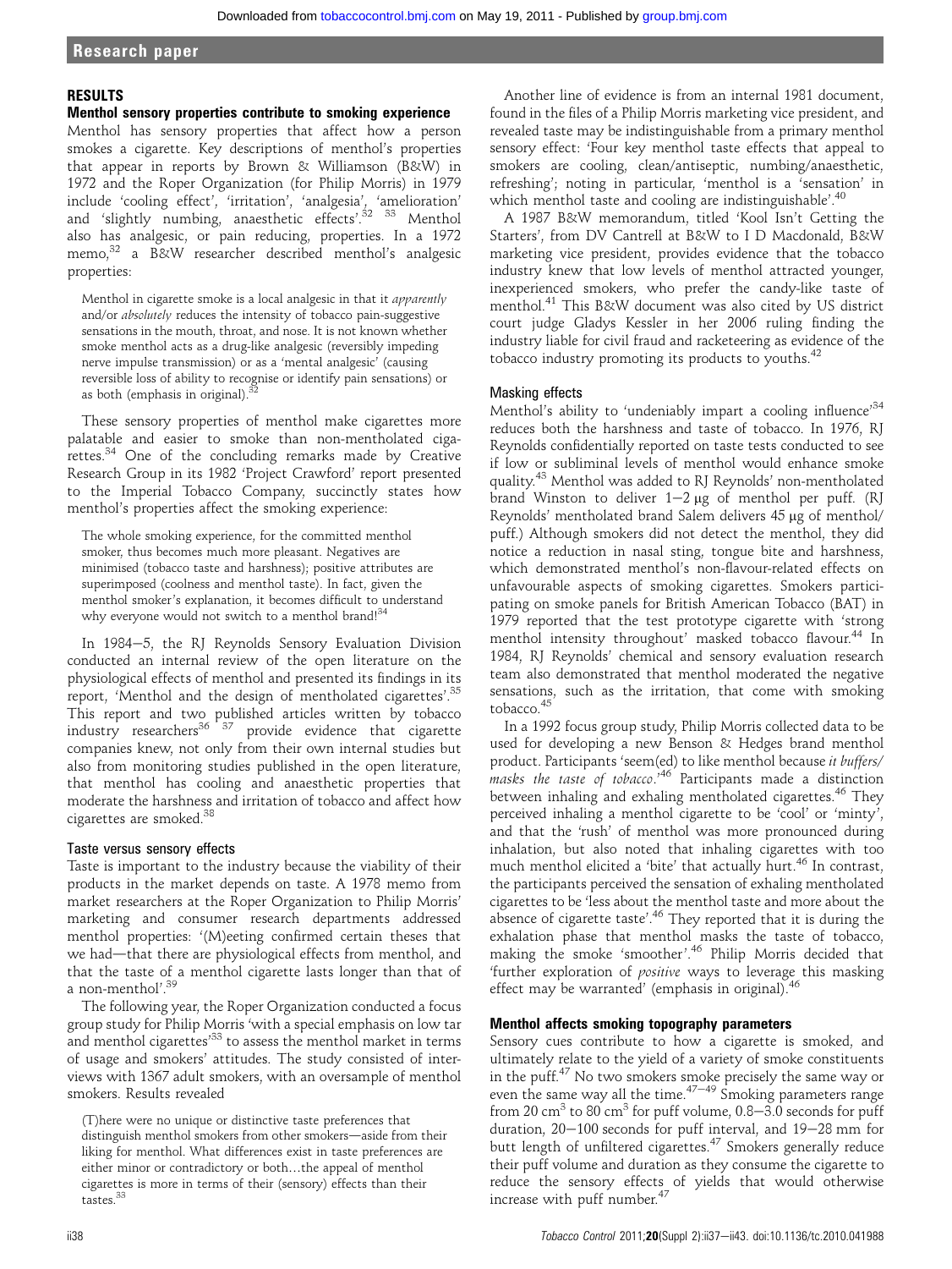## RESULTS

### Menthol sensory properties contribute to smoking experience

Menthol has sensory properties that affect how a person smokes a cigarette. Key descriptions of menthol's properties that appear in reports by Brown & Williamson (B&W) in 1972 and the Roper Organization (for Philip Morris) in 1979 include 'cooling effect', 'irritation', 'analgesia', 'amelioration' and 'slightly numbing, anaesthetic effects'.[32 33] Menthol also has analgesic, or pain reducing, properties. In a 1972 memo,[32] a B&W researcher described menthol's analgesic properties:

> Menthol in cigarette smoke is a local analgesic in that it *apparently* and/or *absolutely* reduces the intensity of tobacco pain-suggestive sensations in the mouth, throat, and nose. It is not known whether smoke menthol acts as a drug-like analgesic (reversibly impeding nerve impulse transmission) or as a 'mental analgesic' (causing reversible loss of ability to recognise or identify pain sensations) or as both (emphasis in original).[32]

These sensory properties of menthol make cigarettes more palatable and easier to smoke than non-mentholated cigarettes.[34] One of the concluding remarks made by Creative Research Group in its 1982 'Project Crawford' report presented to the Imperial Tobacco Company, succinctly states how menthol's properties affect the smoking experience:

> The whole smoking experience, for the committed menthol smoker, thus becomes much more pleasant. Negatives are minimised (tobacco taste and harshness); positive attributes are superimposed (coolness and menthol taste). In fact, given the menthol smoker's explanation, it becomes difficult to understand why everyone would not switch to a menthol brand![34]

In 1984–5, the RJ Reynolds Sensory Evaluation Division conducted an internal review of the open literature on the physiological effects of menthol and presented its findings in its report, 'Menthol and the design of mentholated cigarettes'.[35] This report and two published articles written by tobacco industry researchers[36 37] provide evidence that cigarette companies knew, not only from their own internal studies but also from monitoring studies published in the open literature, that menthol has cooling and anaesthetic properties that moderate the harshness and irritation of tobacco and affect how cigarettes are smoked.[38]

#### Taste versus sensory effects

Taste is important to the industry because the viability of their products in the market depends on taste. A 1978 memo from market researchers at the Roper Organization to Philip Morris' marketing and consumer research departments addressed menthol properties: '(M)eeting confirmed certain theses that we had—that there are physiological effects from menthol, and that the taste of a menthol cigarette lasts longer than that of a non-menthol'.[39]

The following year, the Roper Organization conducted a focus group study for Philip Morris 'with a special emphasis on low tar and menthol cigarettes'[33] to assess the menthol market in terms of usage and smokers' attitudes. The study consisted of interviews with 1367 adult smokers, with an oversample of menthol smokers. Results revealed

> (T)here were no unique or distinctive taste preferences that distinguish menthol smokers from other smokers—aside from their liking for menthol. What differences exist in taste preferences are either minor or contradictory or both…the appeal of menthol cigarettes is more in terms of their (sensory) effects than their tastes.[33]

Another line of evidence is from an internal 1981 document, found in the files of a Philip Morris marketing vice president, and revealed taste may be indistinguishable from a primary menthol sensory effect: 'Four key menthol taste effects that appeal to smokers are cooling, clean/antiseptic, numbing/anaesthetic, refreshing'; noting in particular, 'menthol is a 'sensation' in which menthol taste and cooling are indistinguishable'.[40]

A 1987 B&W memorandum, titled 'Kool Isn't Getting the Starters', from DV Cantrell at B&W to I D Macdonald, B&W marketing vice president, provides evidence that the tobacco industry knew that low levels of menthol attracted younger, inexperienced smokers, who prefer the candy-like taste of menthol.[41] This B&W document was also cited by US district court judge Gladys Kessler in her 2006 ruling finding the industry liable for civil fraud and racketeering as evidence of the tobacco industry promoting its products to youths.[42]

#### Masking effects

Menthol's ability to 'undeniably impart a cooling influence'[34] reduces both the harshness and taste of tobacco. In 1976, RJ Reynolds confidentially reported on taste tests conducted to see if low or subliminal levels of menthol would enhance smoke quality.[43] Menthol was added to RJ Reynolds' non-mentholated brand Winston to deliver 1–2 μg of menthol per puff. (RJ Reynolds' mentholated brand Salem delivers 45 μg of menthol/puff.) Although smokers did not detect the menthol, they did notice a reduction in nasal sting, tongue bite and harshness, which demonstrated menthol's non-flavour-related effects on unfavourable aspects of smoking cigarettes. Smokers participating on smoke panels for British American Tobacco (BAT) in 1979 reported that the test prototype cigarette with 'strong menthol intensity throughout' masked tobacco flavour.[44] In 1984, RJ Reynolds' chemical and sensory evaluation research team also demonstrated that menthol moderated the negative sensations, such as the irritation, that come with smoking tobacco.[45]

In a 1992 focus group study, Philip Morris collected data to be used for developing a new Benson & Hedges brand menthol product. Participants 'seem(ed) to like menthol because *it buffers/masks the taste of tobacco*.'[46] Participants made a distinction between inhaling and exhaling mentholated cigarettes.[46] They perceived inhaling a menthol cigarette to be 'cool' or 'minty', and that the 'rush' of menthol was more pronounced during inhalation, but also noted that inhaling cigarettes with too much menthol elicited a 'bite' that actually hurt.[46] In contrast, the participants perceived the sensation of exhaling mentholated cigarettes to be 'less about the menthol taste and more about the absence of cigarette taste'.[46] They reported that it is during the exhalation phase that menthol masks the taste of tobacco, making the smoke 'smoother'.[46] Philip Morris decided that 'further exploration of *positive* ways to leverage this masking effect may be warranted' (emphasis in original).[46]

### Menthol affects smoking topography parameters

Sensory cues contribute to how a cigarette is smoked, and ultimately relate to the yield of a variety of smoke constituents in the puff.[47] No two smokers smoke precisely the same way or even the same way all the time.[47–49] Smoking parameters range from 20 $cm^3$ to 80 $cm^3$ for puff volume, 0.8–3.0 seconds for puff duration, 20–100 seconds for puff interval, and 19–28 mm for butt length of unfiltered cigarettes.[47] Smokers generally reduce their puff volume and duration as they consume the cigarette to reduce the sensory effects of yields that would otherwise increase with puff number.[47]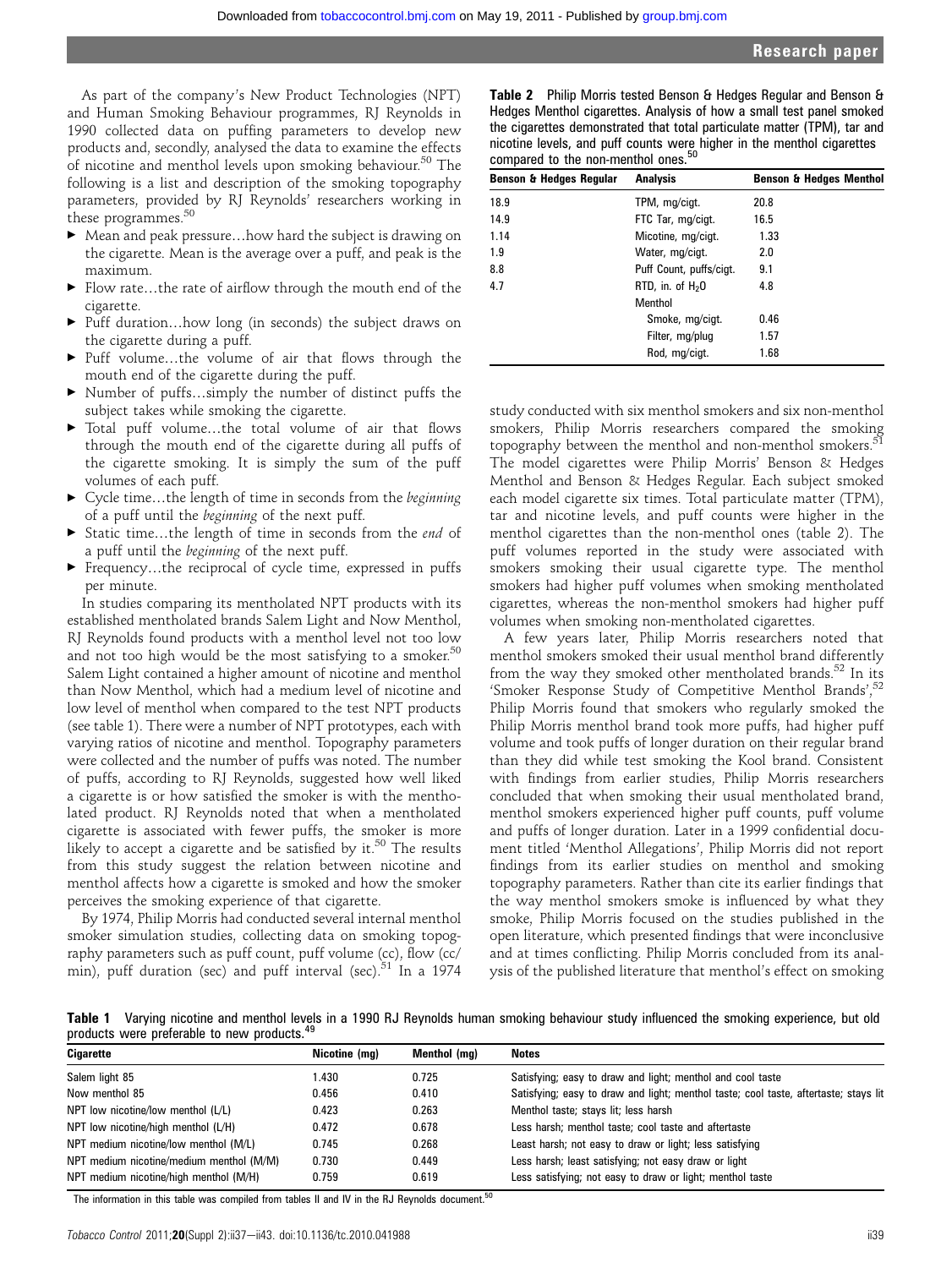As part of the company's New Product Technologies (NPT) and Human Smoking Behaviour programmes, RJ Reynolds in 1990 collected data on puffing parameters to develop new products and, secondly, analysed the data to examine the effects of nicotine and menthol levels upon smoking behaviour.[50] The following is a list and description of the smoking topography parameters, provided by RJ Reynolds' researchers working in these programmes.[50]

- Mean and peak pressure…how hard the subject is drawing on the cigarette. Mean is the average over a puff, and peak is the maximum.
- Flow rate…the rate of airflow through the mouth end of the cigarette.
- Puff duration…how long (in seconds) the subject draws on the cigarette during a puff.
- Puff volume…the volume of air that flows through the mouth end of the cigarette during the puff.
- Number of puffs…simply the number of distinct puffs the subject takes while smoking the cigarette.
- Total puff volume…the total volume of air that flows through the mouth end of the cigarette during all puffs of the cigarette smoking. It is simply the sum of the puff volumes of each puff.
- Cycle time…the length of time in seconds from the *beginning* of a puff until the *beginning* of the next puff.
- Static time…the length of time in seconds from the *end* of a puff until the *beginning* of the next puff.
- Frequency…the reciprocal of cycle time, expressed in puffs per minute.

In studies comparing its mentholated NPT products with its established mentholated brands Salem Light and Now Menthol, RJ Reynolds found products with a menthol level not too low and not too high would be the most satisfying to a smoker.[50] Salem Light contained a higher amount of nicotine and menthol than Now Menthol, which had a medium level of nicotine and low level of menthol when compared to the test NPT products (see table 1). There were a number of NPT prototypes, each with varying ratios of nicotine and menthol. Topography parameters were collected and the number of puffs was noted. The number of puffs, according to RJ Reynolds, suggested how well liked a cigarette is or how satisfied the smoker is with the mentholated product. RJ Reynolds noted that when a mentholated cigarette is associated with fewer puffs, the smoker is more likely to accept a cigarette and be satisfied by it.[50] The results from this study suggest the relation between nicotine and menthol affects how a cigarette is smoked and how the smoker perceives the smoking experience of that cigarette.

By 1974, Philip Morris had conducted several internal menthol smoker simulation studies, collecting data on smoking topography parameters such as puff count, puff volume (cc), flow (cc/min), puff duration (sec) and puff interval (sec).[51] In a 1974 study conducted with six menthol smokers and six non-menthol smokers, Philip Morris researchers compared the smoking topography between the menthol and non-menthol smokers.[51] The model cigarettes were Philip Morris' Benson & Hedges Menthol and Benson & Hedges Regular. Each subject smoked each model cigarette six times. Total particulate matter (TPM), tar and nicotine levels, and puff counts were higher in the menthol cigarettes than the non-menthol ones (table 2). The puff volumes reported in the study were associated with smokers smoking their usual cigarette type. The menthol smokers had higher puff volumes when smoking mentholated cigarettes, whereas the non-menthol smokers had higher puff volumes when smoking non-mentholated cigarettes.

**Table 2** Philip Morris tested Benson & Hedges Regular and Benson & Hedges Menthol cigarettes. Analysis of how a small test panel smoked the cigarettes demonstrated that total particulate matter (TPM), tar and nicotine levels, and puff counts were higher in the menthol cigarettes compared to the non-menthol ones.[50]

| Benson & Hedges Regular | Analysis | Benson & Hedges Menthol |
|---|---|---|
| 18.9 | TPM, mg/cigt. | 20.8 |
| 14.9 | FTC Tar, mg/cigt. | 16.5 |
| 1.14 | Micotine, mg/cigt. | 1.33 |
| 1.9 | Water, mg/cigt. | 2.0 |
| 8.8 | Puff Count, puffs/cigt. | 9.1 |
| 4.7 | RTD, in. of $H_2O$ | 4.8 |
| | Menthol | |
| | Smoke, mg/cigt. | 0.46 |
| | Filter, mg/plug | 1.57 |
| | Rod, mg/cigt. | 1.68 |

A few years later, Philip Morris researchers noted that menthol smokers smoked their usual menthol brand differently from the way they smoked other mentholated brands.[52] In its 'Smoker Response Study of Competitive Menthol Brands',[52] Philip Morris found that smokers who regularly smoked the Philip Morris menthol brand took more puffs, had higher puff volume and took puffs of longer duration on their regular brand than they did while test smoking the Kool brand. Consistent with findings from earlier studies, Philip Morris researchers concluded that when smoking their usual mentholated brand, menthol smokers experienced higher puff counts, puff volume and puffs of longer duration. Later in a 1999 confidential document titled 'Menthol Allegations', Philip Morris did not report findings from its earlier studies on menthol and smoking topography parameters. Rather than cite its earlier findings that the way menthol smokers smoke is influenced by what they smoke, Philip Morris focused on the studies published in the open literature, which presented findings that were inconclusive and at times conflicting. Philip Morris concluded from its analysis of the published literature that menthol's effect on smoking

**Table 1** Varying nicotine and menthol levels in a 1990 RJ Reynolds human smoking behaviour study influenced the smoking experience, but old products were preferable to new products.[49]

| Cigarette | Nicotine (mg) | Menthol (mg) | Notes |
|---|---|---|---|
| Salem light 85 | 1.430 | 0.725 | Satisfying; easy to draw and light; menthol and cool taste |
| Now menthol 85 | 0.456 | 0.410 | Satisfying; easy to draw and light; menthol taste; cool taste, aftertaste; stays lit |
| NPT low nicotine/low menthol (L/L) | 0.423 | 0.263 | Menthol taste; stays lit; less harsh |
| NPT low nicotine/high menthol (L/H) | 0.472 | 0.678 | Less harsh; menthol taste; cool taste and aftertaste |
| NPT medium nicotine/low menthol (M/L) | 0.745 | 0.268 | Least harsh; not easy to draw or light; less satisfying |
| NPT medium nicotine/medium menthol (M/M) | 0.730 | 0.449 | Less harsh; least satisfying; not easy draw or light |
| NPT medium nicotine/high menthol (M/H) | 0.759 | 0.619 | Less satisfying; not easy to draw or light; menthol taste |

The information in this table was compiled from tables II and IV in the RJ Reynolds document.[50]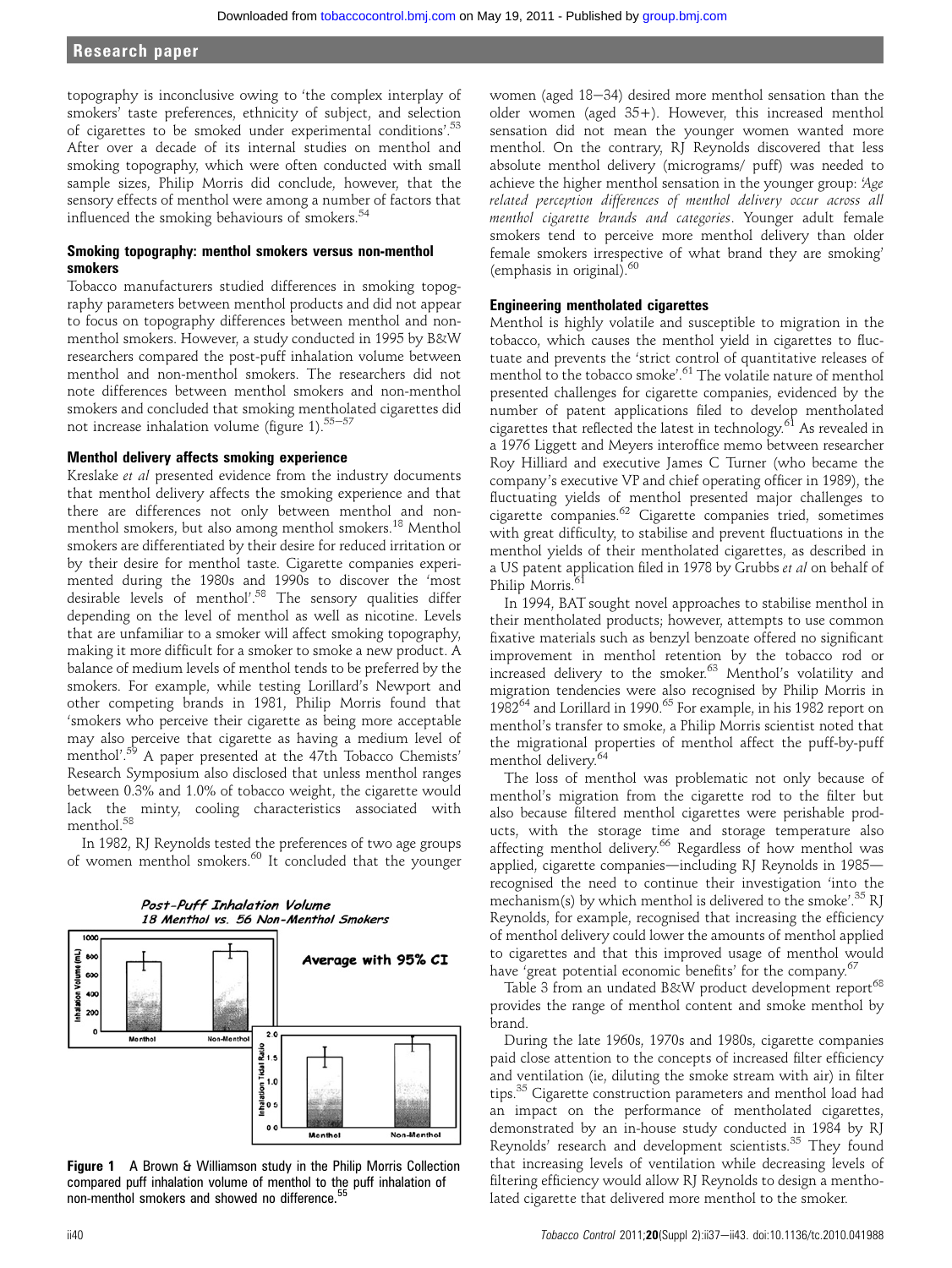topography is inconclusive owing to 'the complex interplay of smokers' taste preferences, ethnicity of subject, and selection of cigarettes to be smoked under experimental conditions'.[53] After over a decade of its internal studies on menthol and smoking topography, which were often conducted with small sample sizes, Philip Morris did conclude, however, that the sensory effects of menthol were among a number of factors that influenced the smoking behaviours of smokers.[54]

### Smoking topography: menthol smokers versus non-menthol smokers

Tobacco manufacturers studied differences in smoking topography parameters between menthol products and did not appear to focus on topography differences between menthol and non-menthol smokers. However, a study conducted in 1995 by B&W researchers compared the post-puff inhalation volume between menthol and non-menthol smokers. The researchers did not note differences between menthol smokers and non-menthol smokers and concluded that smoking mentholated cigarettes did not increase inhalation volume (figure 1).[55–57]

### Menthol delivery affects smoking experience

Kreslake *et al* presented evidence from the industry documents that menthol delivery affects the smoking experience and that there are differences not only between menthol and non-menthol smokers, but also among menthol smokers.[18] Menthol smokers are differentiated by their desire for reduced irritation or by their desire for menthol taste. Cigarette companies experimented during the 1980s and 1990s to discover the 'most desirable levels of menthol'.[58] The sensory qualities differ depending on the level of menthol as well as nicotine. Levels that are unfamiliar to a smoker will affect smoking topography, making it more difficult for a smoker to smoke a new product. A balance of medium levels of menthol tends to be preferred by the smokers. For example, while testing Lorillard's Newport and other competing brands in 1981, Philip Morris found that 'smokers who perceive their cigarette as being more acceptable may also perceive that cigarette as having a medium level of menthol'.[59] A paper presented at the 47th Tobacco Chemists' Research Symposium also disclosed that unless menthol ranges between 0.3% and 1.0% of tobacco weight, the cigarette would lack the minty, cooling characteristics associated with menthol.[58]

In 1982, RJ Reynolds tested the preferences of two age groups of women menthol smokers.[60] It concluded that the younger women (aged 18–34) desired more menthol sensation than the older women (aged 35+). However, this increased menthol sensation did not mean the younger women wanted more menthol. On the contrary, RJ Reynolds discovered that less absolute menthol delivery (micrograms/ puff) was needed to achieve the higher menthol sensation in the younger group: '*Age related perception differences of menthol delivery occur across all menthol cigarette brands and categories*. Younger adult female smokers tend to perceive more menthol delivery than older female smokers irrespective of what brand they are smoking' (emphasis in original).[60]

**Figure 1** A Brown & Williamson study in the Philip Morris Collection compared puff inhalation volume of menthol to the puff inhalation of non-menthol smokers and showed no difference.[55]

### Engineering mentholated cigarettes

Menthol is highly volatile and susceptible to migration in the tobacco, which causes the menthol yield in cigarettes to fluctuate and prevents the 'strict control of quantitative releases of menthol to the tobacco smoke'.[61] The volatile nature of menthol presented challenges for cigarette companies, evidenced by the number of patent applications filed to develop mentholated cigarettes that reflected the latest in technology.[61] As revealed in a 1976 Liggett and Meyers interoffice memo between researcher Roy Hilliard and executive James C Turner (who became the company's executive VP and chief operating officer in 1989), the fluctuating yields of menthol presented major challenges to cigarette companies.[62] Cigarette companies tried, sometimes with great difficulty, to stabilise and prevent fluctuations in the menthol yields of their mentholated cigarettes, as described in a US patent application filed in 1978 by Grubbs *et al* on behalf of Philip Morris.[61]

In 1994, BAT sought novel approaches to stabilise menthol in their mentholated products; however, attempts to use common fixative materials such as benzyl benzoate offered no significant improvement in menthol retention by the tobacco rod or increased delivery to the smoker.[63] Menthol's volatility and migration tendencies were also recognised by Philip Morris in 1982[64] and Lorillard in 1990.[65] For example, in his 1982 report on menthol's transfer to smoke, a Philip Morris scientist noted that the migrational properties of menthol affect the puff-by-puff menthol delivery.[64]

The loss of menthol was problematic not only because of menthol's migration from the cigarette rod to the filter but also because filtered menthol cigarettes were perishable products, with the storage time and storage temperature also affecting menthol delivery.[66] Regardless of how menthol was applied, cigarette companies—including RJ Reynolds in 1985—recognised the need to continue their investigation 'into the mechanism(s) by which menthol is delivered to the smoke'.[35] RJ Reynolds, for example, recognised that increasing the efficiency of menthol delivery could lower the amounts of menthol applied to cigarettes and that this improved usage of menthol would have 'great potential economic benefits' for the company.[67]

Table 3 from an undated B&W product development report[68] provides the range of menthol content and smoke menthol by brand.

During the late 1960s, 1970s and 1980s, cigarette companies paid close attention to the concepts of increased filter efficiency and ventilation (ie, diluting the smoke stream with air) in filter tips.[35] Cigarette construction parameters and menthol load had an impact on the performance of mentholated cigarettes, demonstrated by an in-house study conducted in 1984 by RJ Reynolds' research and development scientists.[35] They found that increasing levels of ventilation while decreasing levels of filtering efficiency would allow RJ Reynolds to design a mentholated cigarette that delivered more menthol to the smoker.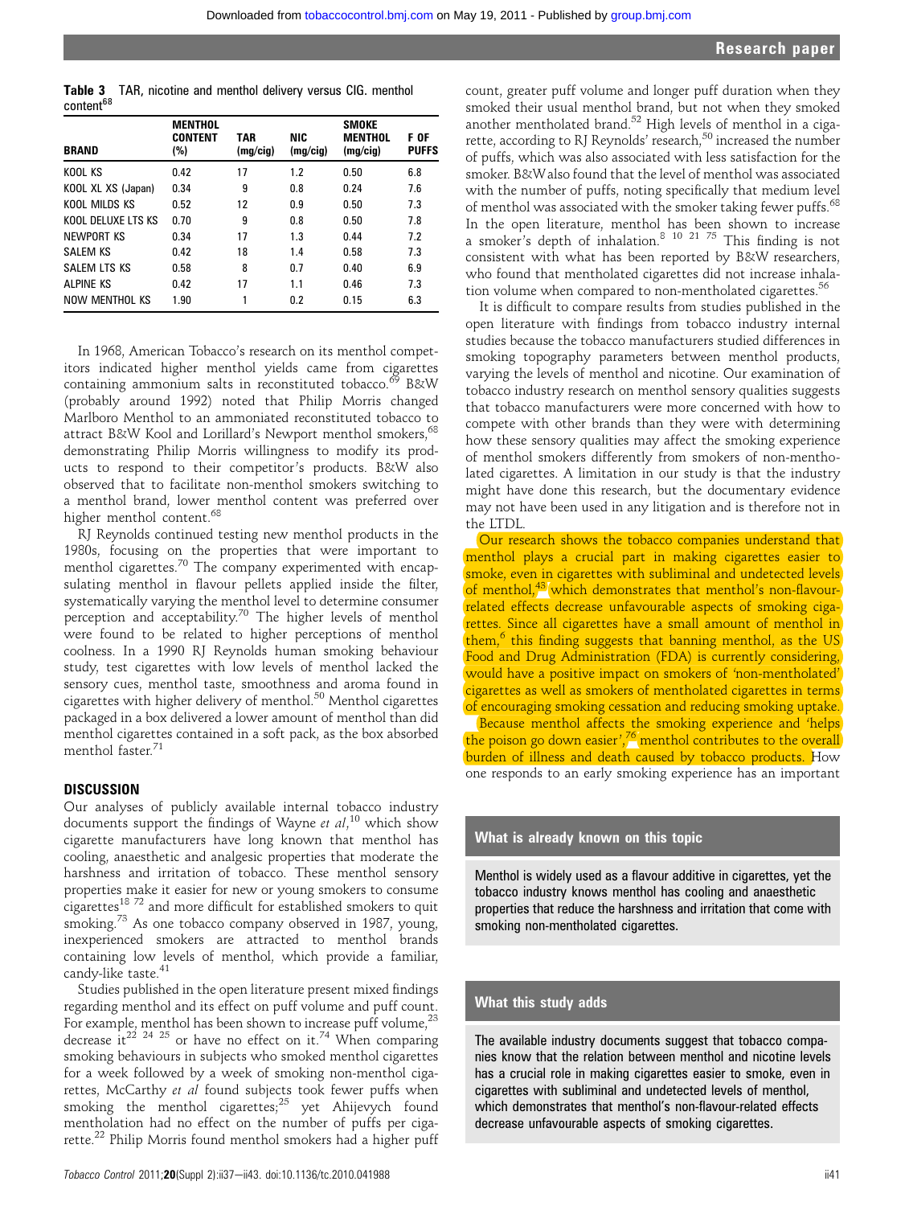**Table 3** TAR, nicotine and menthol delivery versus CIG. menthol content[68]

| BRAND | MENTHOL CONTENT (%) | TAR (mg/cig) | NIC (mg/cig) | SMOKE MENTHOL (mg/cig) | F OF PUFFS |
|---|---|---|---|---|---|
| KOOL KS | 0.42 | 17 | 1.2 | 0.50 | 6.8 |
| KOOL XL XS (Japan) | 0.34 | 9 | 0.8 | 0.24 | 7.6 |
| KOOL MILDS KS | 0.52 | 12 | 0.9 | 0.50 | 7.3 |
| KOOL DELUXE LTS KS | 0.70 | 9 | 0.8 | 0.50 | 7.8 |
| NEWPORT KS | 0.34 | 17 | 1.3 | 0.44 | 7.2 |
| SALEM KS | 0.42 | 18 | 1.4 | 0.58 | 7.3 |
| SALEM LTS KS | 0.58 | 8 | 0.7 | 0.40 | 6.9 |
| ALPINE KS | 0.42 | 17 | 1.1 | 0.46 | 7.3 |
| NOW MENTHOL KS | 1.90 | 1 | 0.2 | 0.15 | 6.3 |

In 1968, American Tobacco's research on its menthol competitors indicated higher menthol yields came from cigarettes containing ammonium salts in reconstituted tobacco.[69] B&W (probably around 1992) noted that Philip Morris changed Marlboro Menthol to an ammoniated reconstituted tobacco to attract B&W Kool and Lorillard's Newport menthol smokers,[68] demonstrating Philip Morris willingness to modify its products to respond to their competitor's products. B&W also observed that to facilitate non-menthol smokers switching to a menthol brand, lower menthol content was preferred over higher menthol content.[68]

RJ Reynolds continued testing new menthol products in the 1980s, focusing on the properties that were important to menthol cigarettes.[70] The company experimented with encapsulating menthol in flavour pellets applied inside the filter, systematically varying the menthol level to determine consumer perception and acceptability.[70] The higher levels of menthol were found to be related to higher perceptions of menthol coolness. In a 1990 RJ Reynolds human smoking behaviour study, test cigarettes with low levels of menthol lacked the sensory cues, menthol taste, smoothness and aroma found in cigarettes with higher delivery of menthol.[50] Menthol cigarettes packaged in a box delivered a lower amount of menthol than did menthol cigarettes contained in a soft pack, as the box absorbed menthol faster.[71]

## DISCUSSION

Our analyses of publicly available internal tobacco industry documents support the findings of Wayne *et al*,[10] which show cigarette manufacturers have long known that menthol has cooling, anaesthetic and analgesic properties that moderate the harshness and irritation of tobacco. These menthol sensory properties make it easier for new or young smokers to consume cigarettes[18,72] and more difficult for established smokers to quit smoking.[73] As one tobacco company observed in 1987, young, inexperienced smokers are attracted to menthol brands containing low levels of menthol, which provide a familiar, candy-like taste.[41]

Studies published in the open literature present mixed findings regarding menthol and its effect on puff volume and puff count. For example, menthol has been shown to increase puff volume,[23] decrease it[22,24,25] or have no effect on it.[74] When comparing smoking behaviours in subjects who smoked menthol cigarettes for a week followed by a week of smoking non-menthol cigarettes, McCarthy *et al* found subjects took fewer puffs when smoking the menthol cigarettes;[25] yet Ahijevych found mentholation had no effect on the number of puffs per cigarette.[22] Philip Morris found menthol smokers had a higher puff count, greater puff volume and longer puff duration when they smoked their usual menthol brand, but not when they smoked another mentholated brand.[52] High levels of menthol in a cigarette, according to RJ Reynolds' research,[50] increased the number of puffs, which was also associated with less satisfaction for the smoker. B&W also found that the level of menthol was associated with the number of puffs, noting specifically that medium level of menthol was associated with the smoker taking fewer puffs.[68] In the open literature, menthol has been shown to increase a smoker's depth of inhalation.[8,10,21,75] This finding is not consistent with what has been reported by B&W researchers, who found that mentholated cigarettes did not increase inhalation volume when compared to non-mentholated cigarettes.[56]

It is difficult to compare results from studies published in the open literature with findings from tobacco industry internal studies because the tobacco manufacturers studied differences in smoking topography parameters between menthol products, varying the levels of menthol and nicotine. Our examination of tobacco industry research on menthol sensory qualities suggests that tobacco manufacturers were more concerned with how to compete with other brands than they were with determining how these sensory qualities may affect the smoking experience of menthol smokers differently from smokers of non-mentholated cigarettes. A limitation in our study is that the industry might have done this research, but the documentary evidence may not have been used in any litigation and is therefore not in the LTDL.

Our research shows the tobacco companies understand that menthol plays a crucial part in making cigarettes easier to smoke, even in cigarettes with subliminal and undetected levels of menthol,[43] which demonstrates that menthol's non-flavour-related effects decrease unfavourable aspects of smoking cigarettes. Since all cigarettes have a small amount of menthol in them,[6] this finding suggests that banning menthol, as the US Food and Drug Administration (FDA) is currently considering, would have a positive impact on smokers of 'non-mentholated' cigarettes as well as smokers of mentholated cigarettes in terms of encouraging smoking cessation and reducing smoking uptake.

Because menthol affects the smoking experience and 'helps the poison go down easier',[76] menthol contributes to the overall burden of illness and death caused by tobacco products. How one responds to an early smoking experience has an important

### What is already known on this topic

Menthol is widely used as a flavour additive in cigarettes, yet the tobacco industry knows menthol has cooling and anaesthetic properties that reduce the harshness and irritation that come with smoking non-mentholated cigarettes.

### What this study adds

The available industry documents suggest that tobacco companies know that the relation between menthol and nicotine levels has a crucial role in making cigarettes easier to smoke, even in cigarettes with subliminal and undetected levels of menthol, which demonstrates that menthol's non-flavour-related effects decrease unfavourable aspects of smoking cigarettes.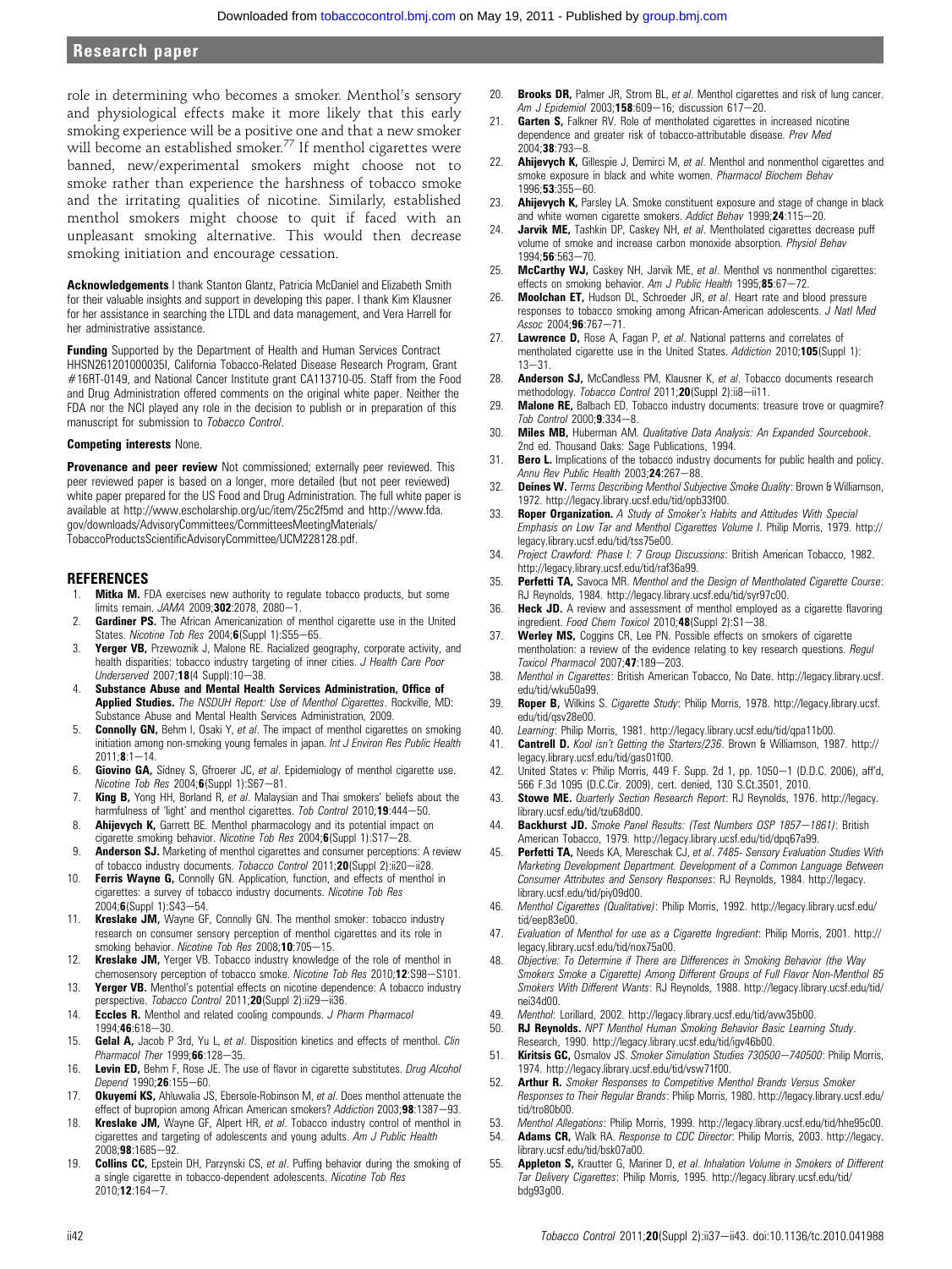role in determining who becomes a smoker. Menthol's sensory and physiological effects make it more likely that this early smoking experience will be a positive one and that a new smoker will become an established smoker.[77] If menthol cigarettes were banned, new/experimental smokers might choose not to smoke rather than experience the harshness of tobacco smoke and the irritating qualities of nicotine. Similarly, established menthol smokers might choose to quit if faced with an unpleasant smoking alternative. This would then decrease smoking initiation and encourage cessation.

**Acknowledgements** I thank Stanton Glantz, Patricia McDaniel and Elizabeth Smith for their valuable insights and support in developing this paper. I thank Kim Klausner for her assistance in searching the LTDL and data management, and Vera Harrell for her administrative assistance.

**Funding** Supported by the Department of Health and Human Services Contract HHSN261201000035I, California Tobacco-Related Disease Research Program, Grant #16RT-0149, and National Cancer Institute grant CA113710-05. Staff from the Food and Drug Administration offered comments on the original white paper. Neither the FDA nor the NCI played any role in the decision to publish or in preparation of this manuscript for submission to *Tobacco Control*.

**Competing interests** None.

**Provenance and peer review** Not commissioned; externally peer reviewed. This peer reviewed paper is based on a longer, more detailed (but not peer reviewed) white paper prepared for the US Food and Drug Administration. The full white paper is available at http://www.escholarship.org/uc/item/25c2f5md and http://www.fda.gov/downloads/AdvisoryCommittees/CommitteesMeetingMaterials/TobaccoProductsScientificAdvisoryCommittee/UCM228128.pdf.

## REFERENCES

1. **Mitka M.** FDA exercises new authority to regulate tobacco products, but some limits remain. *JAMA* 2009;**302**:2078, 2080–1.
2. **Gardiner PS.** The African Americanization of menthol cigarette use in the United States. *Nicotine Tob Res* 2004;**6**(Suppl 1):S55–65.
3. **Yerger VB,** Przewoznik J, Malone RE. Racialized geography, corporate activity, and health disparities: tobacco industry targeting of inner cities. *J Health Care Poor Underserved* 2007;**18**(4 Suppl):10–38.
4. **Substance Abuse and Mental Health Services Administration, Office of Applied Studies.** *The NSDUH Report: Use of Menthol Cigarettes*. Rockville, MD: Substance Abuse and Mental Health Services Administration, 2009.
5. **Connolly GN,** Behm I, Osaki Y, *et al*. The impact of menthol cigarettes on smoking initiation among non-smoking young females in japan. *Int J Environ Res Public Health* 2011;**8**:1–14.
6. **Giovino GA,** Sidney S, Gfroerer JC, *et al*. Epidemiology of menthol cigarette use. *Nicotine Tob Res* 2004;**6**(Suppl 1):S67–81.
7. **King B,** Yong HH, Borland R, *et al*. Malaysian and Thai smokers' beliefs about the harmfulness of 'light' and menthol cigarettes. *Tob Control* 2010;**19**:444–50.
8. **Ahijevych K,** Garrett BE. Menthol pharmacology and its potential impact on cigarette smoking behavior. *Nicotine Tob Res* 2004;**6**(Suppl 1):S17–28.
9. **Anderson SJ.** Marketing of menthol cigarettes and consumer perceptions: A review of tobacco industry documents. *Tobacco Control* 2011;**20**(Suppl 2):ii20–ii28.
10. **Ferris Wayne G,** Connolly GN. Application, function, and effects of menthol in cigarettes: a survey of tobacco industry documents. *Nicotine Tob Res* 2004;**6**(Suppl 1):S43–54.
11. **Kreslake JM,** Wayne GF, Connolly GN. The menthol smoker: tobacco industry research on consumer sensory perception of menthol cigarettes and its role in smoking behavior. *Nicotine Tob Res* 2008;**10**:705–15.
12. **Kreslake JM,** Yerger VB. Tobacco industry knowledge of the role of menthol in chemosensory perception of tobacco smoke. *Nicotine Tob Res* 2010;**12**:S98–S101.
13. **Yerger VB.** Menthol's potential effects on nicotine dependence: A tobacco industry perspective. *Tobacco Control* 2011;**20**(Suppl 2):ii29–ii36.
14. **Eccles R.** Menthol and related cooling compounds. *J Pharm Pharmacol* 1994;**46**:618–30.
15. **Gelal A,** Jacob P 3rd, Yu L, *et al*. Disposition kinetics and effects of menthol. *Clin Pharmacol Ther* 1999;**66**:128–35.
16. **Levin ED,** Behm F, Rose JE. The use of flavor in cigarette substitutes. *Drug Alcohol Depend* 1990;**26**:155–60.
17. **Okuyemi KS,** Ahluwalia JS, Ebersole-Robinson M, *et al*. Does menthol attenuate the effect of bupropion among African American smokers? *Addiction* 2003;**98**:1387–93.
18. **Kreslake JM,** Wayne GF, Alpert HR, *et al*. Tobacco industry control of menthol in cigarettes and targeting of adolescents and young adults. *Am J Public Health* 2008;**98**:1685–92.
19. **Collins CC,** Epstein DH, Parzynski CS, *et al*. Puffing behavior during the smoking of a single cigarette in tobacco-dependent adolescents. *Nicotine Tob Res* 2010;**12**:164–7.
20. **Brooks DR,** Palmer JR, Strom BL, *et al*. Menthol cigarettes and risk of lung cancer. *Am J Epidemiol* 2003;**158**:609–16; discussion 617–20.
21. **Garten S,** Falkner RV. Role of mentholated cigarettes in increased nicotine dependence and greater risk of tobacco-attributable disease. *Prev Med* 2004;**38**:793–8.
22. **Ahijevych K,** Gillespie J, Demirci M, *et al*. Menthol and nonmenthol cigarettes and smoke exposure in black and white women. *Pharmacol Biochem Behav* 1996;**53**:355–60.
23. **Ahijevych K,** Parsley LA. Smoke constituent exposure and stage of change in black and white women cigarette smokers. *Addict Behav* 1999;**24**:115–20.
24. **Jarvik ME,** Tashkin DP, Caskey NH, *et al*. Mentholated cigarettes decrease puff volume of smoke and increase carbon monoxide absorption. *Physiol Behav* 1994;**56**:563–70.
25. **McCarthy WJ,** Caskey NH, Jarvik ME, *et al*. Menthol vs nonmenthol cigarettes: effects on smoking behavior. *Am J Public Health* 1995;**85**:67–72.
26. **Moolchan ET,** Hudson DL, Schroeder JR, *et al*. Heart rate and blood pressure responses to tobacco smoking among African-American adolescents. *J Natl Med Assoc* 2004;**96**:767–71.
27. **Lawrence D,** Rose A, Fagan P, *et al*. National patterns and correlates of mentholated cigarette use in the United States. *Addiction* 2010;**105**(Suppl 1): 13–31.
28. **Anderson SJ,** McCandless PM, Klausner K, *et al*. Tobacco documents research methodology. *Tobacco Control* 2011;**20**(Suppl 2):ii8–ii11.
29. **Malone RE,** Balbach ED. Tobacco industry documents: treasure trove or quagmire? *Tob Control* 2000;**9**:334–8.
30. **Miles MB,** Huberman AM. *Qualitative Data Analysis: An Expanded Sourcebook*. 2nd ed. Thousand Oaks: Sage Publications, 1994.
31. **Bero L.** Implications of the tobacco industry documents for public health and policy. *Annu Rev Public Health* 2003;**24**:267–88.
32. **Deines W.** *Terms Describing Menthol Subjective Smoke Quality*: Brown & Williamson, 1972. http://legacy.library.ucsf.edu/tid/opb33f00.
33. **Roper Organization.** *A Study of Smoker's Habits and Attitudes With Special Emphasis on Low Tar and Menthol Cigarettes Volume I*. Philip Morris, 1979. http://legacy.library.ucsf.edu/tid/tss75e00.
34. *Project Crawford: Phase I: 7 Group Discussions*: British American Tobacco, 1982. http://legacy.library.ucsf.edu/tid/raf36a99.
35. **Perfetti TA,** Savoca MR. *Menthol and the Design of Mentholated Cigarette Course*: RJ Reynolds, 1984. http://legacy.library.ucsf.edu/tid/syr97c00.
36. **Heck JD.** A review and assessment of menthol employed as a cigarette flavoring ingredient. *Food Chem Toxicol* 2010;**48**(Suppl 2):S1–38.
37. **Werley MS,** Coggins CR, Lee PN. Possible effects on smokers of cigarette mentholation: a review of the evidence relating to key research questions. *Regul Toxicol Pharmacol* 2007;**47**:189–203.
38. *Menthol in Cigarettes*: British American Tobacco, No Date. http://legacy.library.ucsf.edu/tid/wku50a99.
39. **Roper B,** Wilkins S. *Cigarette Study*: Philip Morris, 1978. http://legacy.library.ucsf.edu/tid/qsv28e00.
40. *Learning*: Philip Morris, 1981. http://legacy.library.ucsf.edu/tid/qpa11b00.
41. **Cantrell D.** *Kool isn't Getting the Starters/236*. Brown & Williamson, 1987. http://legacy.library.ucsf.edu/tid/gas01f00.
42. United States v: Philip Morris, 449 F. Supp. 2d 1, pp. 1050–1 (D.D.C. 2006), aff'd, 566 F.3d 1095 (D.C.Cir. 2009), cert. denied, 130 S.Ct.3501, 2010.
43. **Stowe ME.** *Quarterly Section Research Report*: RJ Reynolds, 1976. http://legacy.library.ucsf.edu/tid/tzu68d00.
44. **Backhurst JD.** *Smoke Panel Results: (Test Numbers OSP 1857–1861)*: British American Tobacco, 1979. http://legacy.library.ucsf.edu/tid/dpq67a99.
45. **Perfetti TA,** Needs KA, Mereschak CJ, *et al*. *7485- Sensory Evaluation Studies With Marketing Development Department. Development of a Common Language Between Consumer Attributes and Sensory Responses*: RJ Reynolds, 1984. http://legacy.library.ucsf.edu/tid/piy09d00.
46. *Menthol Cigarettes (Qualitative)*: Philip Morris, 1992. http://legacy.library.ucsf.edu/tid/eep83e00.
47. *Evaluation of Menthol for use as a Cigarette Ingredient*: Philip Morris, 2001. http://legacy.library.ucsf.edu/tid/nox75a00.
48. *Objective: To Determine if There are Differences in Smoking Behavior (the Way Smokers Smoke a Cigarette) Among Different Groups of Full Flavor Non-Menthol 85 Smokers With Different Wants*: RJ Reynolds, 1988. http://legacy.library.ucsf.edu/tid/nei34d00.
49. *Menthol*: Lorillard, 2002. http://legacy.library.ucsf.edu/tid/avw35b00.
50. **RJ Reynolds.** *NPT Menthol Human Smoking Behavior Basic Learning Study*. Research, 1990. http://legacy.library.ucsf.edu/tid/igv46b00.
51. **Kiritsis GC,** Osmalov JS. *Smoker Simulation Studies 730500–740500*: Philip Morris, 1974. http://legacy.library.ucsf.edu/tid/vsw71f00.
52. **Arthur R.** *Smoker Responses to Competitive Menthol Brands Versus Smoker Responses to Their Regular Brands*: Philip Morris, 1980. http://legacy.library.ucsf.edu/tid/tro80b00.
53. *Menthol Allegations*: Philip Morris, 1999. http://legacy.library.ucsf.edu/tid/hhe95c00.
54. **Adams CR,** Walk RA. *Response to CDC Director*: Philip Morris, 2003. http://legacy.library.ucsf.edu/tid/bsk07a00.
55. **Appleton S,** Krautter G, Mariner D, *et al*. *Inhalation Volume in Smokers of Different Tar Delivery Cigarettes*: Philip Morris, 1995. http://legacy.library.ucsf.edu/tid/bdg93g00.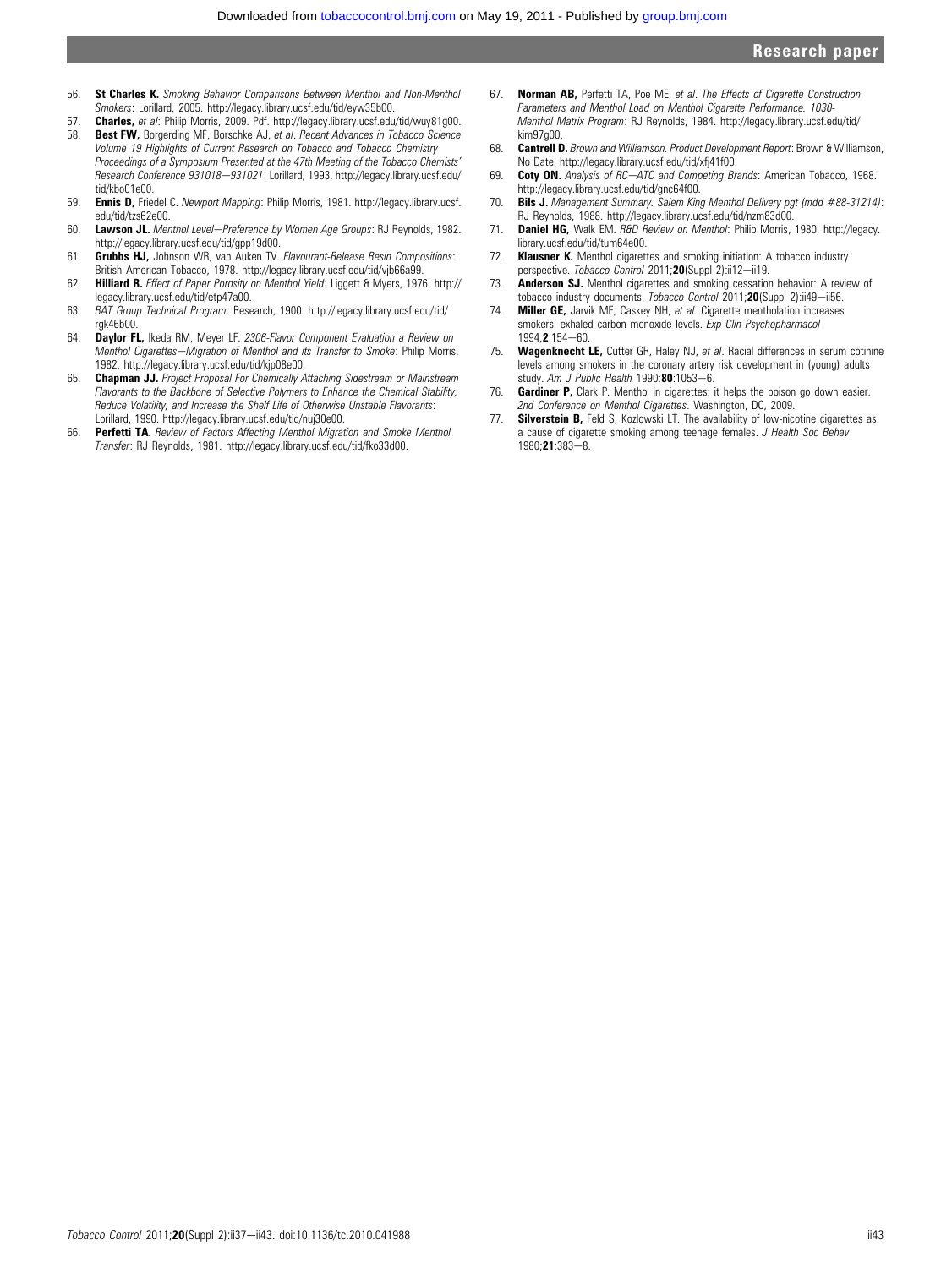56. **St Charles K.** *Smoking Behavior Comparisons Between Menthol and Non-Menthol Smokers*: Lorillard, 2005. http://legacy.library.ucsf.edu/tid/eyw35b00.
57. **Charles,** *et al*: Philip Morris, 2009. Pdf. http://legacy.library.ucsf.edu/tid/wuy81g00.
58. **Best FW,** Borgerding MF, Borschke AJ, *et al*. *Recent Advances in Tobacco Science Volume 19 Highlights of Current Research on Tobacco and Tobacco Chemistry Proceedings of a Symposium Presented at the 47th Meeting of the Tobacco Chemists' Research Conference 931018—931021*: Lorillard, 1993. http://legacy.library.ucsf.edu/tid/kbo01e00.
59. **Ennis D,** Friedel C. *Newport Mapping*: Philip Morris, 1981. http://legacy.library.ucsf.edu/tid/tzs62e00.
60. **Lawson JL.** *Menthol Level—Preference by Women Age Groups*: RJ Reynolds, 1982. http://legacy.library.ucsf.edu/tid/gpp19d00.
61. **Grubbs HJ,** Johnson WR, van Auken TV. *Flavourant-Release Resin Compositions*: British American Tobacco, 1978. http://legacy.library.ucsf.edu/tid/vjb66a99.
62. **Hilliard R.** *Effect of Paper Porosity on Menthol Yield*: Liggett & Myers, 1976. http://legacy.library.ucsf.edu/tid/etp47a00.
63. *BAT Group Technical Program*: Research, 1900. http://legacy.library.ucsf.edu/tid/rgk46b00.
64. **Daylor FL,** Ikeda RM, Meyer LF. *2306-Flavor Component Evaluation a Review on Menthol Cigarettes—Migration of Menthol and its Transfer to Smoke*: Philip Morris, 1982. http://legacy.library.ucsf.edu/tid/kjp08e00.
65. **Chapman JJ.** *Project Proposal For Chemically Attaching Sidestream or Mainstream Flavorants to the Backbone of Selective Polymers to Enhance the Chemical Stability, Reduce Volatility, and Increase the Shelf Life of Otherwise Unstable Flavorants*: Lorillard, 1990. http://legacy.library.ucsf.edu/tid/nuj30e00.
66. **Perfetti TA.** *Review of Factors Affecting Menthol Migration and Smoke Menthol Transfer*: RJ Reynolds, 1981. http://legacy.library.ucsf.edu/tid/fko33d00.
67. **Norman AB,** Perfetti TA, Poe ME, *et al*. *The Effects of Cigarette Construction Parameters and Menthol Load on Menthol Cigarette Performance. 1030-Menthol Matrix Program*: RJ Reynolds, 1984. http://legacy.library.ucsf.edu/tid/kim97g00.
68. **Cantrell D.** *Brown and Williamson. Product Development Report*: Brown & Williamson, No Date. http://legacy.library.ucsf.edu/tid/xfj41f00.
69. **Coty ON.** *Analysis of RC—ATC and Competing Brands*: American Tobacco, 1968. http://legacy.library.ucsf.edu/tid/gnc64f00.
70. **Bils J.** *Management Summary. Salem King Menthol Delivery pgt (mdd #88-31214)*: RJ Reynolds, 1988. http://legacy.library.ucsf.edu/tid/nzm83d00.
71. **Daniel HG,** Walk EM. *R&D Review on Menthol*: Philip Morris, 1980. http://legacy.library.ucsf.edu/tid/tum64e00.
72. **Klausner K.** Menthol cigarettes and smoking initiation: A tobacco industry perspective. *Tobacco Control* 2011;**20**(Suppl 2):ii12—ii19.
73. **Anderson SJ.** Menthol cigarettes and smoking cessation behavior: A review of tobacco industry documents. *Tobacco Control* 2011;**20**(Suppl 2):ii49—ii56.
74. **Miller GE,** Jarvik ME, Caskey NH, *et al*. Cigarette mentholation increases smokers' exhaled carbon monoxide levels. *Exp Clin Psychopharmacol* 1994;**2**:154—60.
75. **Wagenknecht LE,** Cutter GR, Haley NJ, *et al*. Racial differences in serum cotinine levels among smokers in the coronary artery risk development in (young) adults study. *Am J Public Health* 1990;**80**:1053—6.
76. **Gardiner P,** Clark P. Menthol in cigarettes: it helps the poison go down easier. *2nd Conference on Menthol Cigarettes*. Washington, DC, 2009.
77. **Silverstein B,** Feld S, Kozlowski LT. The availability of low-nicotine cigarettes as a cause of cigarette smoking among teenage females. *J Health Soc Behav* 1980;**21**:383—8.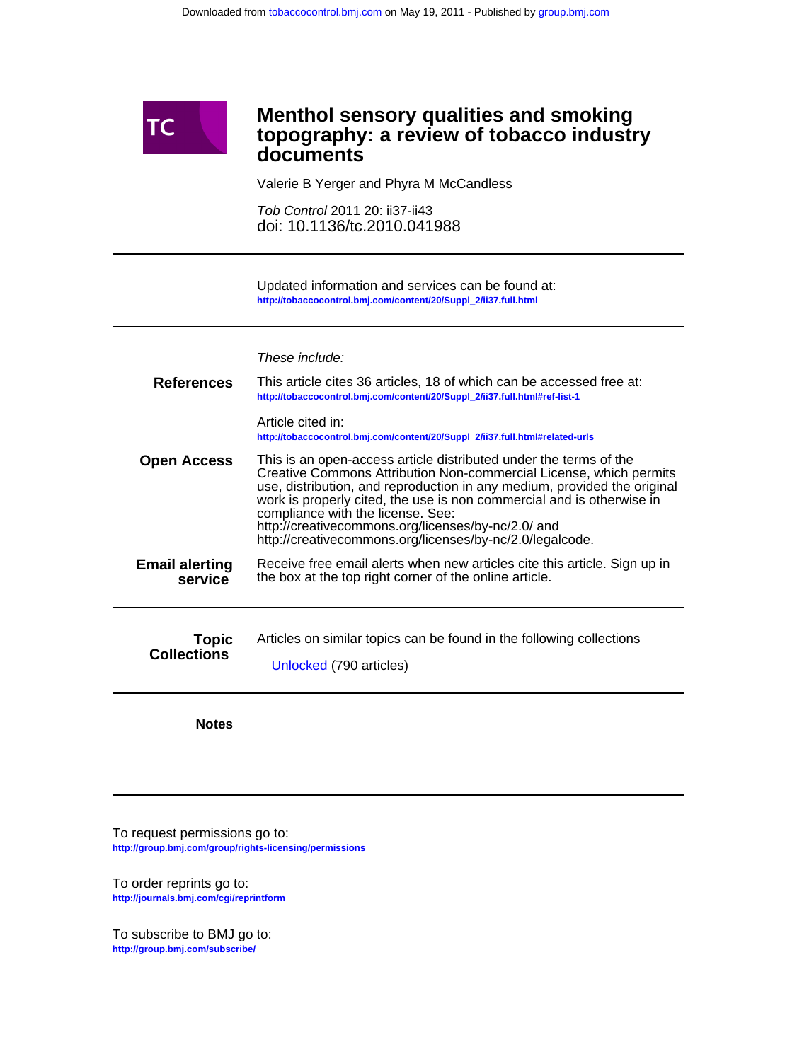Downloaded from tobaccocontrol.bmj.com on May 19, 2011 - Published by group.bmj.com

TC

# Menthol sensory qualities and smoking topography: a review of tobacco industry documents

Valerie B Yerger and Phyra M McCandless

*Tob Control* 2011 20: ii37-ii43
doi: 10.1136/tc.2010.041988

Updated information and services can be found at:
http://tobaccocontrol.bmj.com/content/20/Suppl_2/ii37.full.html

*These include:*

**References**

This article cites 36 articles, 18 of which can be accessed free at:
http://tobaccocontrol.bmj.com/content/20/Suppl_2/ii37.full.html#ref-list-1

Article cited in:
http://tobaccocontrol.bmj.com/content/20/Suppl_2/ii37.full.html#related-urls

**Open Access**

This is an open-access article distributed under the terms of the Creative Commons Attribution Non-commercial License, which permits use, distribution, and reproduction in any medium, provided the original work is properly cited, the use is non commercial and is otherwise in compliance with the license. See:
http://creativecommons.org/licenses/by-nc/2.0/ and
http://creativecommons.org/licenses/by-nc/2.0/legalcode.

**Email alerting service**

Receive free email alerts when new articles cite this article. Sign up in the box at the top right corner of the online article.

**Topic Collections**

Articles on similar topics can be found in the following collections

Unlocked (790 articles)

**Notes**

To request permissions go to:
http://group.bmj.com/group/rights-licensing/permissions

To order reprints go to:
http://journals.bmj.com/cgi/reprintform

To subscribe to BMJ go to:
http://group.bmj.com/subscribe/